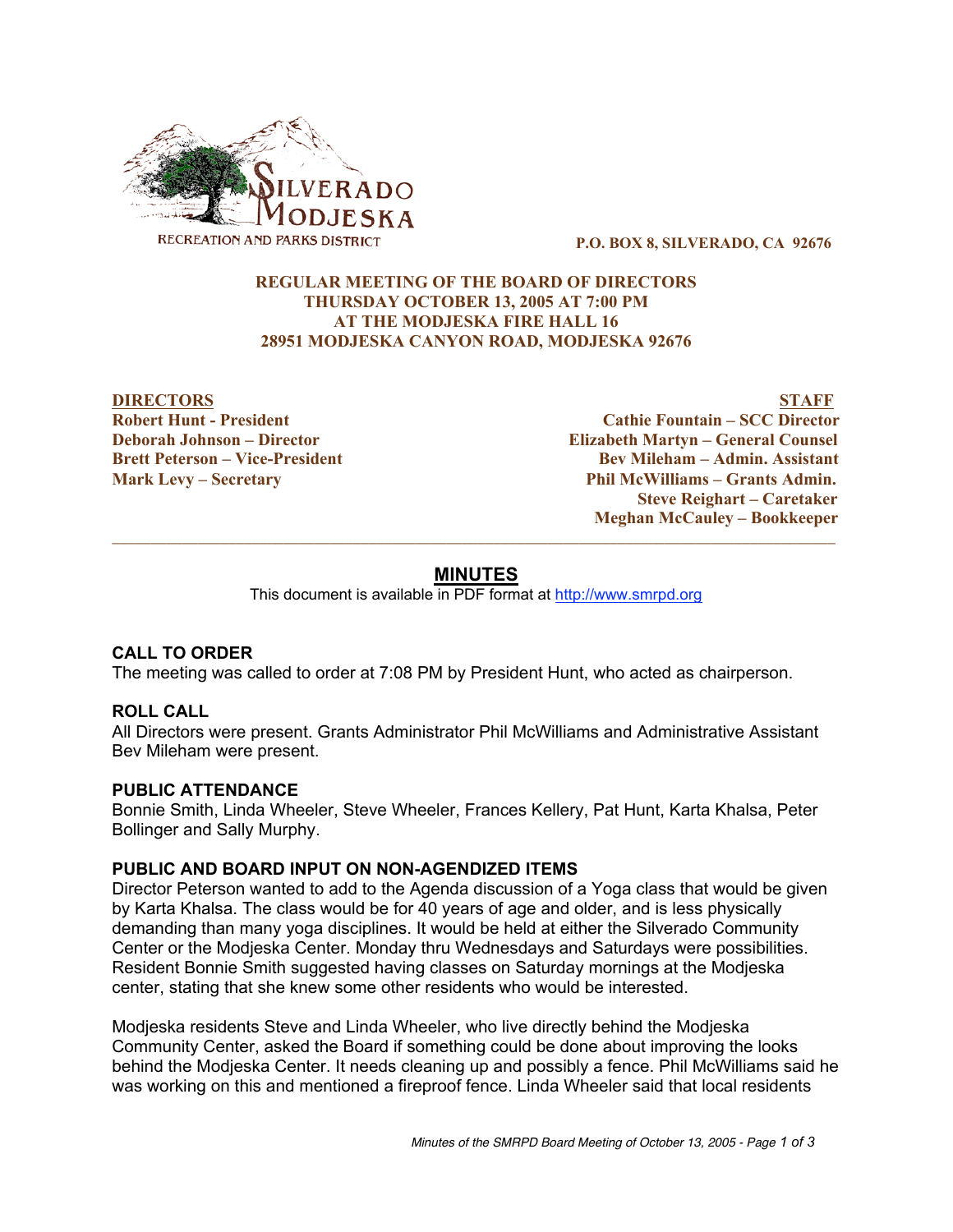SILVERADO MODJESKA

RECREATION AND PARKS DISTRICT

**P.O. BOX 8, SILVERADO, CA 92676**

**REGULAR MEETING OF THE BOARD OF DIRECTORS**
**THURSDAY OCTOBER 13, 2005 AT 7:00 PM**
**AT THE MODJESKA FIRE HALL 16**
**28951 MODJESKA CANYON ROAD, MODJESKA 92676**

| DIRECTORS | STAFF |
|---|---|
| Robert Hunt - President | Cathie Fountain – SCC Director |
| Deborah Johnson – Director | Elizabeth Martyn – General Counsel |
| Brett Peterson – Vice-President | Bev Mileham – Admin. Assistant |
| Mark Levy – Secretary | Phil McWilliams – Grants Admin. |
| | Steve Reighart – Caretaker |
| | Meghan McCauley – Bookkeeper |

---

# MINUTES

This document is available in PDF format at http://www.smrpd.org

## CALL TO ORDER

The meeting was called to order at 7:08 PM by President Hunt, who acted as chairperson.

## ROLL CALL

All Directors were present. Grants Administrator Phil McWilliams and Administrative Assistant Bev Mileham were present.

## PUBLIC ATTENDANCE

Bonnie Smith, Linda Wheeler, Steve Wheeler, Frances Kellery, Pat Hunt, Karta Khalsa, Peter Bollinger and Sally Murphy.

## PUBLIC AND BOARD INPUT ON NON-AGENDIZED ITEMS

Director Peterson wanted to add to the Agenda discussion of a Yoga class that would be given by Karta Khalsa. The class would be for 40 years of age and older, and is less physically demanding than many yoga disciplines. It would be held at either the Silverado Community Center or the Modjeska Center. Monday thru Wednesdays and Saturdays were possibilities. Resident Bonnie Smith suggested having classes on Saturday mornings at the Modjeska center, stating that she knew some other residents who would be interested.

Modjeska residents Steve and Linda Wheeler, who live directly behind the Modjeska Community Center, asked the Board if something could be done about improving the looks behind the Modjeska Center. It needs cleaning up and possibly a fence. Phil McWilliams said he was working on this and mentioned a fireproof fence. Linda Wheeler said that local residents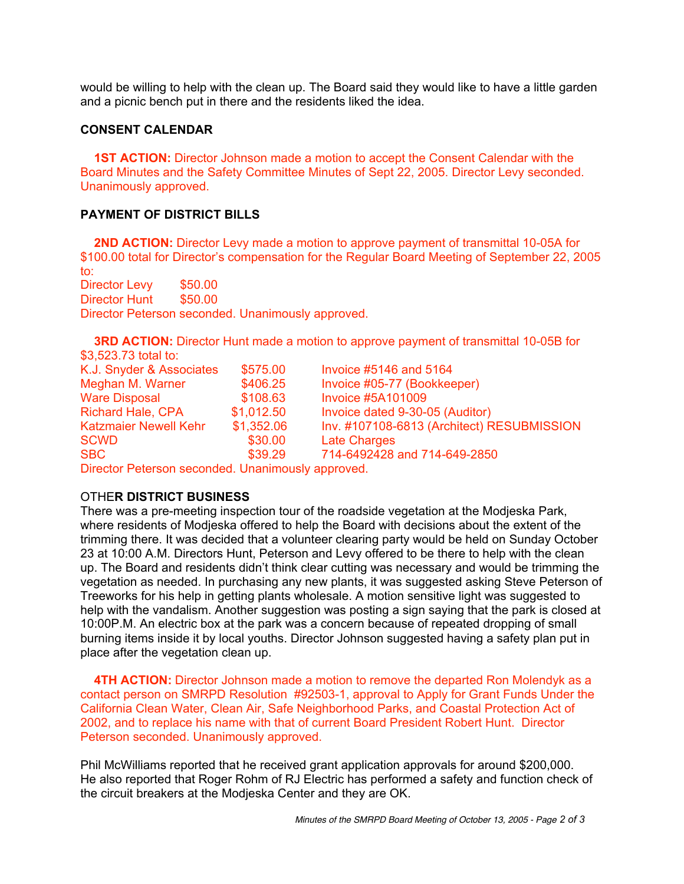would be willing to help with the clean up. The Board said they would like to have a little garden and a picnic bench put in there and the residents liked the idea.

**CONSENT CALENDAR**

**1ST ACTION:** Director Johnson made a motion to accept the Consent Calendar with the Board Minutes and the Safety Committee Minutes of Sept 22, 2005. Director Levy seconded. Unanimously approved.

**PAYMENT OF DISTRICT BILLS**

**2ND ACTION:** Director Levy made a motion to approve payment of transmittal 10-05A for $100.00 total for Director's compensation for the Regular Board Meeting of September 22, 2005 to:

| | |
|---|---|
| Director Levy | $50.00 |
| Director Hunt | $50.00 |

Director Peterson seconded. Unanimously approved.

**3RD ACTION:** Director Hunt made a motion to approve payment of transmittal 10-05B for $3,523.73 total to:

| | | |
|---|---|---|
| K.J. Snyder & Associates | $575.00 | Invoice #5146 and 5164 |
| Meghan M. Warner | $406.25 | Invoice #05-77 (Bookkeeper) |
| Ware Disposal | $108.63 | Invoice #5A101009 |
| Richard Hale, CPA | $1,012.50 | Invoice dated 9-30-05 (Auditor) |
| Katzmaier Newell Kehr | $1,352.06 | Inv. #107108-6813 (Architect) RESUBMISSION |
| SCWD | $30.00 | Late Charges |
| SBC | $39.29 | 714-6492428 and 714-649-2850 |

Director Peterson seconded. Unanimously approved.

**OTHER DISTRICT BUSINESS**

There was a pre-meeting inspection tour of the roadside vegetation at the Modjeska Park, where residents of Modjeska offered to help the Board with decisions about the extent of the trimming there. It was decided that a volunteer clearing party would be held on Sunday October 23 at 10:00 A.M. Directors Hunt, Peterson and Levy offered to be there to help with the clean up. The Board and residents didn't think clear cutting was necessary and would be trimming the vegetation as needed. In purchasing any new plants, it was suggested asking Steve Peterson of Treeworks for his help in getting plants wholesale. A motion sensitive light was suggested to help with the vandalism. Another suggestion was posting a sign saying that the park is closed at 10:00P.M. An electric box at the park was a concern because of repeated dropping of small burning items inside it by local youths. Director Johnson suggested having a safety plan put in place after the vegetation clean up.

**4TH ACTION:** Director Johnson made a motion to remove the departed Ron Molendyk as a contact person on SMRPD Resolution #92503-1, approval to Apply for Grant Funds Under the California Clean Water, Clean Air, Safe Neighborhood Parks, and Coastal Protection Act of 2002, and to replace his name with that of current Board President Robert Hunt. Director Peterson seconded. Unanimously approved.

Phil McWilliams reported that he received grant application approvals for around $200,000. He also reported that Roger Rohm of RJ Electric has performed a safety and function check of the circuit breakers at the Modjeska Center and they are OK.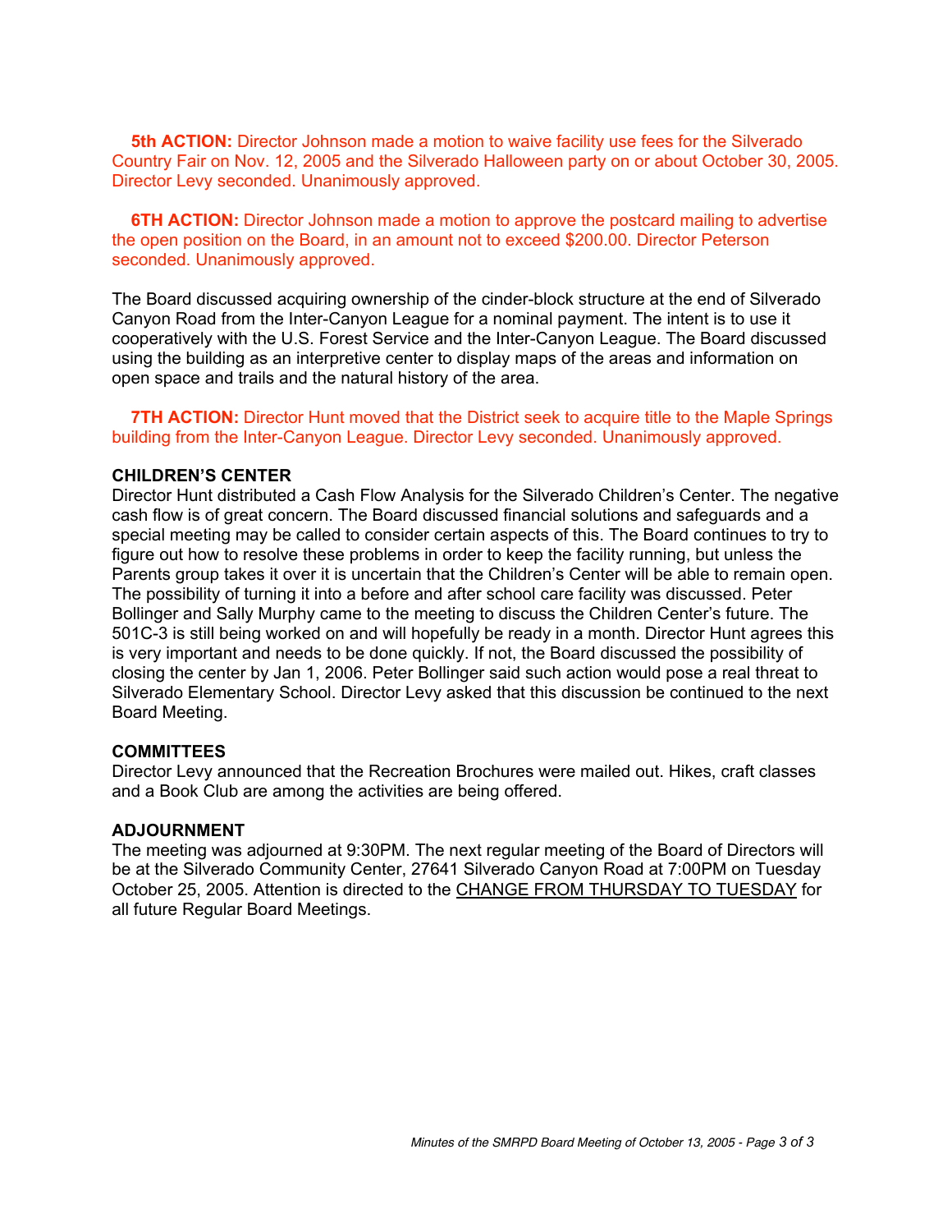**5th ACTION:** Director Johnson made a motion to waive facility use fees for the Silverado Country Fair on Nov. 12, 2005 and the Silverado Halloween party on or about October 30, 2005. Director Levy seconded. Unanimously approved.

**6TH ACTION:** Director Johnson made a motion to approve the postcard mailing to advertise the open position on the Board, in an amount not to exceed $200.00. Director Peterson seconded. Unanimously approved.

The Board discussed acquiring ownership of the cinder-block structure at the end of Silverado Canyon Road from the Inter-Canyon League for a nominal payment. The intent is to use it cooperatively with the U.S. Forest Service and the Inter-Canyon League. The Board discussed using the building as an interpretive center to display maps of the areas and information on open space and trails and the natural history of the area.

**7TH ACTION:** Director Hunt moved that the District seek to acquire title to the Maple Springs building from the Inter-Canyon League. Director Levy seconded. Unanimously approved.

**CHILDREN'S CENTER**

Director Hunt distributed a Cash Flow Analysis for the Silverado Children's Center. The negative cash flow is of great concern. The Board discussed financial solutions and safeguards and a special meeting may be called to consider certain aspects of this. The Board continues to try to figure out how to resolve these problems in order to keep the facility running, but unless the Parents group takes it over it is uncertain that the Children's Center will be able to remain open. The possibility of turning it into a before and after school care facility was discussed. Peter Bollinger and Sally Murphy came to the meeting to discuss the Children Center's future. The 501C-3 is still being worked on and will hopefully be ready in a month. Director Hunt agrees this is very important and needs to be done quickly. If not, the Board discussed the possibility of closing the center by Jan 1, 2006. Peter Bollinger said such action would pose a real threat to Silverado Elementary School. Director Levy asked that this discussion be continued to the next Board Meeting.

**COMMITTEES**

Director Levy announced that the Recreation Brochures were mailed out. Hikes, craft classes and a Book Club are among the activities are being offered.

**ADJOURNMENT**

The meeting was adjourned at 9:30PM. The next regular meeting of the Board of Directors will be at the Silverado Community Center, 27641 Silverado Canyon Road at 7:00PM on Tuesday October 25, 2005. Attention is directed to the <u>CHANGE FROM THURSDAY TO TUESDAY</u> for all future Regular Board Meetings.